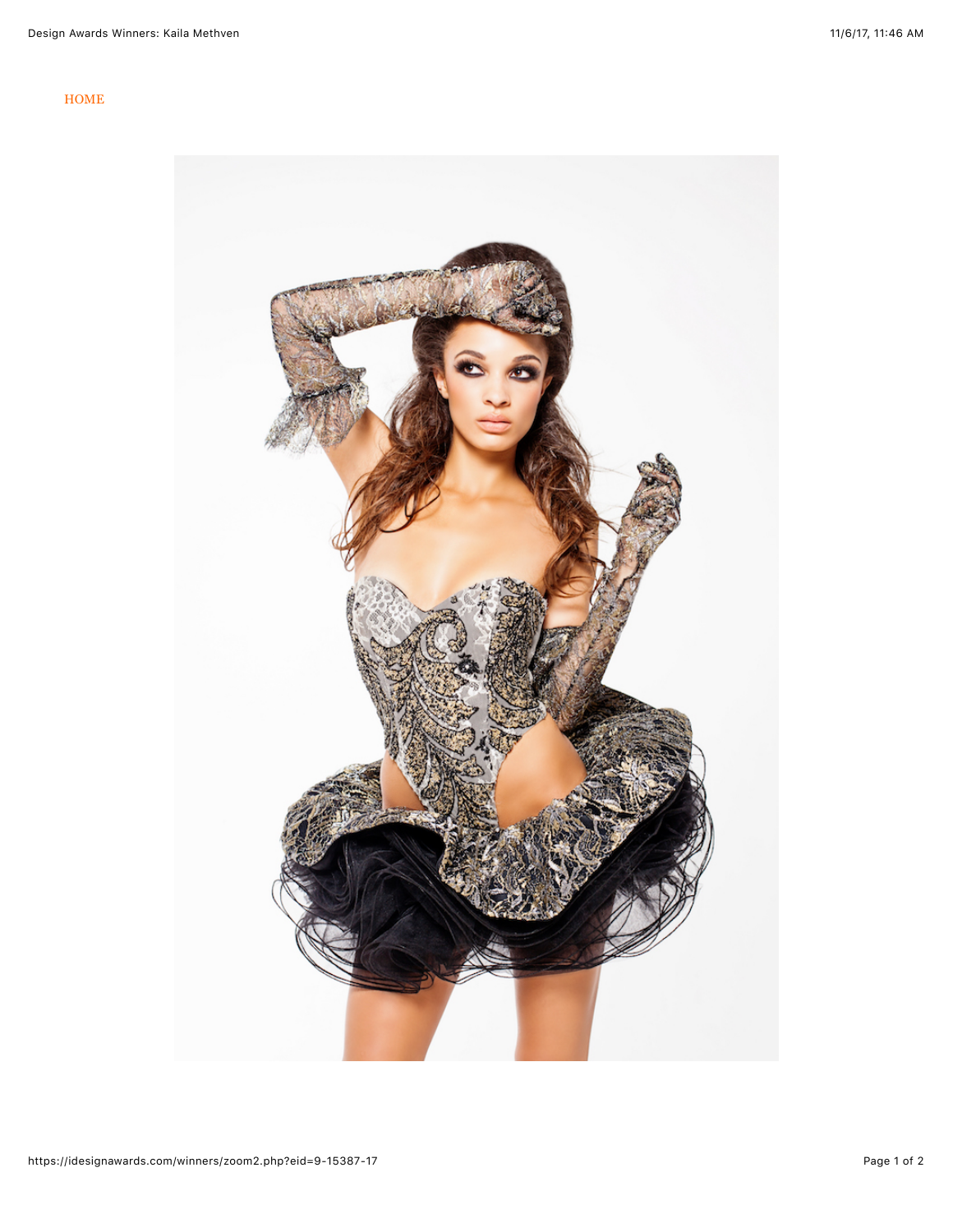HOME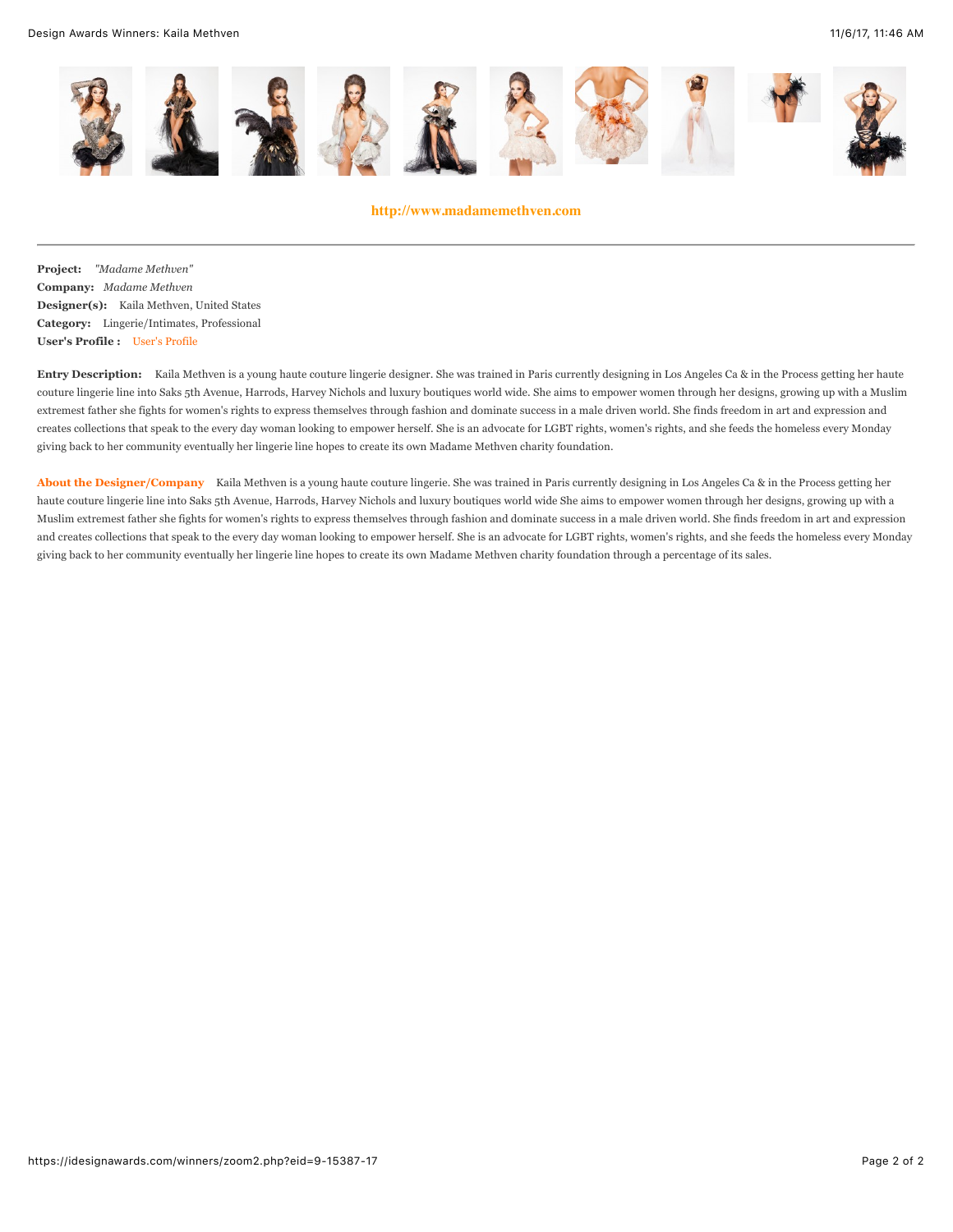http://www.madamemethven.com

---

**Project:** *"Madame Methven"*
**Company:** *Madame Methven*
**Designer(s):** Kaila Methven, United States
**Category:** Lingerie/Intimates, Professional
**User's Profile :** User's Profile

**Entry Description:** Kaila Methven is a young haute couture lingerie designer. She was trained in Paris currently designing in Los Angeles Ca & in the Process getting her haute couture lingerie line into Saks 5th Avenue, Harrods, Harvey Nichols and luxury boutiques world wide. She aims to empower women through her designs, growing up with a Muslim extremest father she fights for women's rights to express themselves through fashion and dominate success in a male driven world. She finds freedom in art and expression and creates collections that speak to the every day woman looking to empower herself. She is an advocate for LGBT rights, women's rights, and she feeds the homeless every Monday giving back to her community eventually her lingerie line hopes to create its own Madame Methven charity foundation.

**About the Designer/Company** Kaila Methven is a young haute couture lingerie. She was trained in Paris currently designing in Los Angeles Ca & in the Process getting her haute couture lingerie line into Saks 5th Avenue, Harrods, Harvey Nichols and luxury boutiques world wide She aims to empower women through her designs, growing up with a Muslim extremest father she fights for women's rights to express themselves through fashion and dominate success in a male driven world. She finds freedom in art and expression and creates collections that speak to the every day woman looking to empower herself. She is an advocate for LGBT rights, women's rights, and she feeds the homeless every Monday giving back to her community eventually her lingerie line hopes to create its own Madame Methven charity foundation through a percentage of its sales.